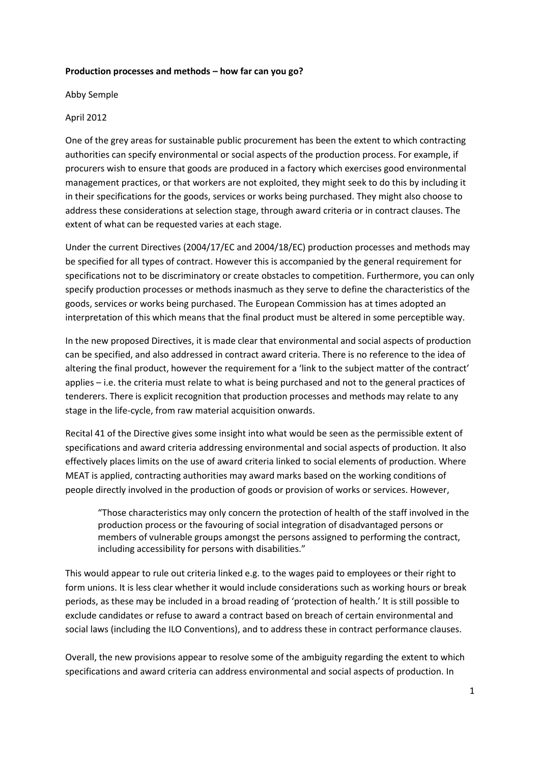**Production processes and methods – how far can you go?**

Abby Semple

April 2012

One of the grey areas for sustainable public procurement has been the extent to which contracting authorities can specify environmental or social aspects of the production process. For example, if procurers wish to ensure that goods are produced in a factory which exercises good environmental management practices, or that workers are not exploited, they might seek to do this by including it in their specifications for the goods, services or works being purchased. They might also choose to address these considerations at selection stage, through award criteria or in contract clauses. The extent of what can be requested varies at each stage.

Under the current Directives (2004/17/EC and 2004/18/EC) production processes and methods may be specified for all types of contract. However this is accompanied by the general requirement for specifications not to be discriminatory or create obstacles to competition. Furthermore, you can only specify production processes or methods inasmuch as they serve to define the characteristics of the goods, services or works being purchased. The European Commission has at times adopted an interpretation of this which means that the final product must be altered in some perceptible way.

In the new proposed Directives, it is made clear that environmental and social aspects of production can be specified, and also addressed in contract award criteria. There is no reference to the idea of altering the final product, however the requirement for a 'link to the subject matter of the contract' applies – i.e. the criteria must relate to what is being purchased and not to the general practices of tenderers. There is explicit recognition that production processes and methods may relate to any stage in the life-cycle, from raw material acquisition onwards.

Recital 41 of the Directive gives some insight into what would be seen as the permissible extent of specifications and award criteria addressing environmental and social aspects of production. It also effectively places limits on the use of award criteria linked to social elements of production. Where MEAT is applied, contracting authorities may award marks based on the working conditions of people directly involved in the production of goods or provision of works or services. However,

> "Those characteristics may only concern the protection of health of the staff involved in the production process or the favouring of social integration of disadvantaged persons or members of vulnerable groups amongst the persons assigned to performing the contract, including accessibility for persons with disabilities."

This would appear to rule out criteria linked e.g. to the wages paid to employees or their right to form unions. It is less clear whether it would include considerations such as working hours or break periods, as these may be included in a broad reading of 'protection of health.' It is still possible to exclude candidates or refuse to award a contract based on breach of certain environmental and social laws (including the ILO Conventions), and to address these in contract performance clauses.

Overall, the new provisions appear to resolve some of the ambiguity regarding the extent to which specifications and award criteria can address environmental and social aspects of production. In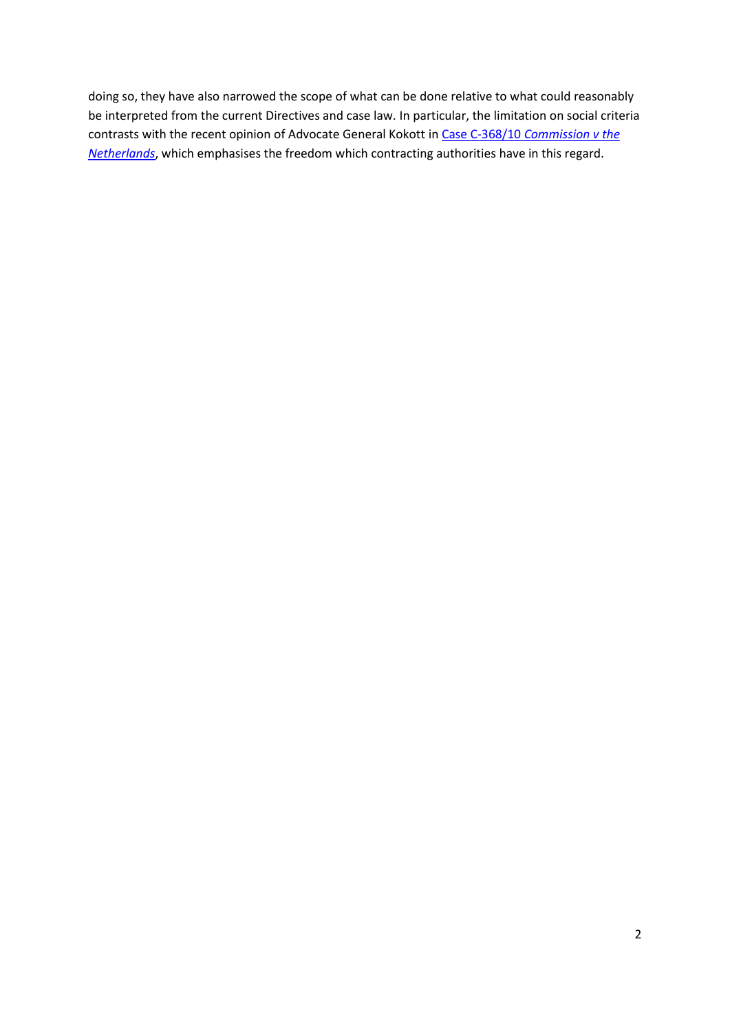doing so, they have also narrowed the scope of what can be done relative to what could reasonably be interpreted from the current Directives and case law. In particular, the limitation on social criteria contrasts with the recent opinion of Advocate General Kokott in Case C-368/10 *Commission v the Netherlands*, which emphasises the freedom which contracting authorities have in this regard.